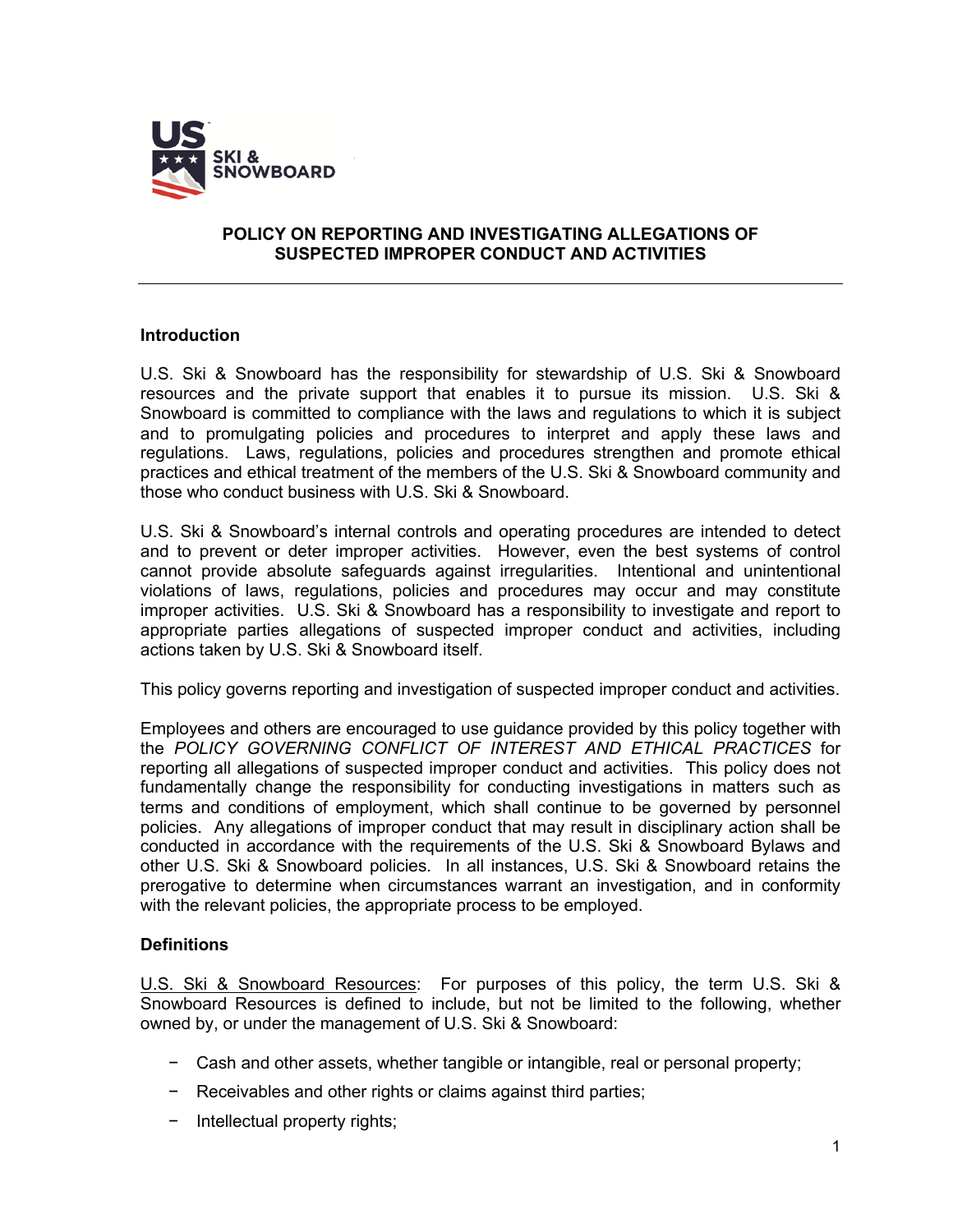# POLICY ON REPORTING AND INVESTIGATING ALLEGATIONS OF SUSPECTED IMPROPER CONDUCT AND ACTIVITIES

---

## Introduction

U.S. Ski & Snowboard has the responsibility for stewardship of U.S. Ski & Snowboard resources and the private support that enables it to pursue its mission. U.S. Ski & Snowboard is committed to compliance with the laws and regulations to which it is subject and to promulgating policies and procedures to interpret and apply these laws and regulations. Laws, regulations, policies and procedures strengthen and promote ethical practices and ethical treatment of the members of the U.S. Ski & Snowboard community and those who conduct business with U.S. Ski & Snowboard.

U.S. Ski & Snowboard's internal controls and operating procedures are intended to detect and to prevent or deter improper activities. However, even the best systems of control cannot provide absolute safeguards against irregularities. Intentional and unintentional violations of laws, regulations, policies and procedures may occur and may constitute improper activities. U.S. Ski & Snowboard has a responsibility to investigate and report to appropriate parties allegations of suspected improper conduct and activities, including actions taken by U.S. Ski & Snowboard itself.

This policy governs reporting and investigation of suspected improper conduct and activities.

Employees and others are encouraged to use guidance provided by this policy together with the *POLICY GOVERNING CONFLICT OF INTEREST AND ETHICAL PRACTICES* for reporting all allegations of suspected improper conduct and activities. This policy does not fundamentally change the responsibility for conducting investigations in matters such as terms and conditions of employment, which shall continue to be governed by personnel policies. Any allegations of improper conduct that may result in disciplinary action shall be conducted in accordance with the requirements of the U.S. Ski & Snowboard Bylaws and other U.S. Ski & Snowboard policies. In all instances, U.S. Ski & Snowboard retains the prerogative to determine when circumstances warrant an investigation, and in conformity with the relevant policies, the appropriate process to be employed.

## Definitions

<u>U.S. Ski & Snowboard Resources</u>: For purposes of this policy, the term U.S. Ski & Snowboard Resources is defined to include, but not be limited to the following, whether owned by, or under the management of U.S. Ski & Snowboard:

- Cash and other assets, whether tangible or intangible, real or personal property;
- Receivables and other rights or claims against third parties;
- Intellectual property rights;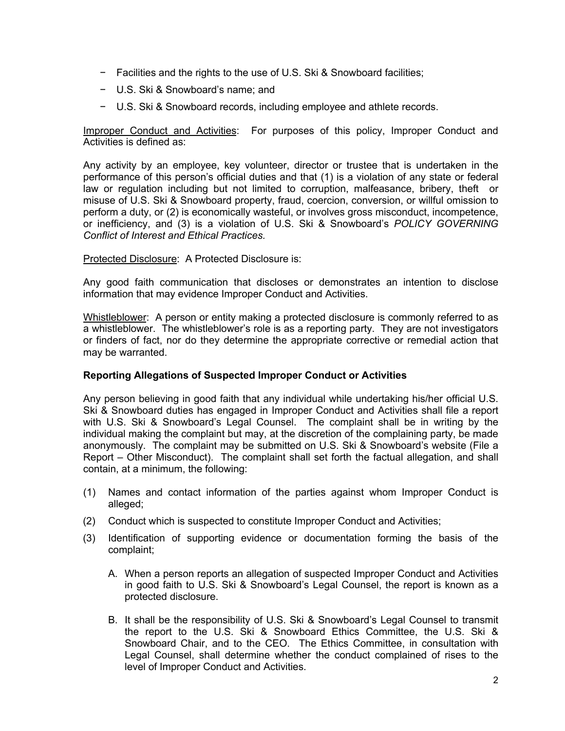- Facilities and the rights to the use of U.S. Ski & Snowboard facilities;
- U.S. Ski & Snowboard's name; and
- U.S. Ski & Snowboard records, including employee and athlete records.

Improper Conduct and Activities: For purposes of this policy, Improper Conduct and Activities is defined as:

Any activity by an employee, key volunteer, director or trustee that is undertaken in the performance of this person's official duties and that (1) is a violation of any state or federal law or regulation including but not limited to corruption, malfeasance, bribery, theft or misuse of U.S. Ski & Snowboard property, fraud, coercion, conversion, or willful omission to perform a duty, or (2) is economically wasteful, or involves gross misconduct, incompetence, or inefficiency, and (3) is a violation of U.S. Ski & Snowboard's *POLICY GOVERNING Conflict of Interest and Ethical Practices.*

Protected Disclosure: A Protected Disclosure is:

Any good faith communication that discloses or demonstrates an intention to disclose information that may evidence Improper Conduct and Activities.

Whistleblower: A person or entity making a protected disclosure is commonly referred to as a whistleblower. The whistleblower's role is as a reporting party. They are not investigators or finders of fact, nor do they determine the appropriate corrective or remedial action that may be warranted.

**Reporting Allegations of Suspected Improper Conduct or Activities**

Any person believing in good faith that any individual while undertaking his/her official U.S. Ski & Snowboard duties has engaged in Improper Conduct and Activities shall file a report with U.S. Ski & Snowboard's Legal Counsel. The complaint shall be in writing by the individual making the complaint but may, at the discretion of the complaining party, be made anonymously. The complaint may be submitted on U.S. Ski & Snowboard's website (File a Report – Other Misconduct). The complaint shall set forth the factual allegation, and shall contain, at a minimum, the following:

(1) Names and contact information of the parties against whom Improper Conduct is alleged;

(2) Conduct which is suspected to constitute Improper Conduct and Activities;

(3) Identification of supporting evidence or documentation forming the basis of the complaint;

   A. When a person reports an allegation of suspected Improper Conduct and Activities in good faith to U.S. Ski & Snowboard's Legal Counsel, the report is known as a protected disclosure.

   B. It shall be the responsibility of U.S. Ski & Snowboard's Legal Counsel to transmit the report to the U.S. Ski & Snowboard Ethics Committee, the U.S. Ski & Snowboard Chair, and to the CEO. The Ethics Committee, in consultation with Legal Counsel, shall determine whether the conduct complained of rises to the level of Improper Conduct and Activities.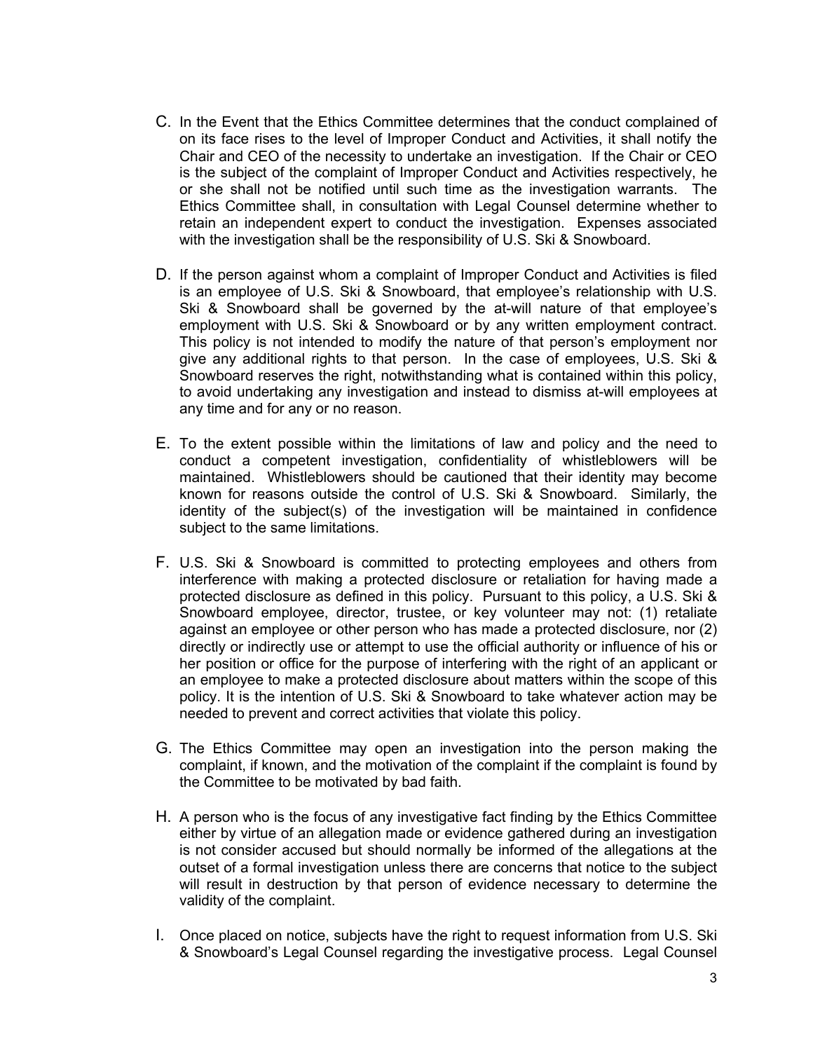C. In the Event that the Ethics Committee determines that the conduct complained of on its face rises to the level of Improper Conduct and Activities, it shall notify the Chair and CEO of the necessity to undertake an investigation. If the Chair or CEO is the subject of the complaint of Improper Conduct and Activities respectively, he or she shall not be notified until such time as the investigation warrants. The Ethics Committee shall, in consultation with Legal Counsel determine whether to retain an independent expert to conduct the investigation. Expenses associated with the investigation shall be the responsibility of U.S. Ski & Snowboard.

D. If the person against whom a complaint of Improper Conduct and Activities is filed is an employee of U.S. Ski & Snowboard, that employee's relationship with U.S. Ski & Snowboard shall be governed by the at-will nature of that employee's employment with U.S. Ski & Snowboard or by any written employment contract. This policy is not intended to modify the nature of that person's employment nor give any additional rights to that person. In the case of employees, U.S. Ski & Snowboard reserves the right, notwithstanding what is contained within this policy, to avoid undertaking any investigation and instead to dismiss at-will employees at any time and for any or no reason.

E. To the extent possible within the limitations of law and policy and the need to conduct a competent investigation, confidentiality of whistleblowers will be maintained. Whistleblowers should be cautioned that their identity may become known for reasons outside the control of U.S. Ski & Snowboard. Similarly, the identity of the subject(s) of the investigation will be maintained in confidence subject to the same limitations.

F. U.S. Ski & Snowboard is committed to protecting employees and others from interference with making a protected disclosure or retaliation for having made a protected disclosure as defined in this policy. Pursuant to this policy, a U.S. Ski & Snowboard employee, director, trustee, or key volunteer may not: (1) retaliate against an employee or other person who has made a protected disclosure, nor (2) directly or indirectly use or attempt to use the official authority or influence of his or her position or office for the purpose of interfering with the right of an applicant or an employee to make a protected disclosure about matters within the scope of this policy. It is the intention of U.S. Ski & Snowboard to take whatever action may be needed to prevent and correct activities that violate this policy.

G. The Ethics Committee may open an investigation into the person making the complaint, if known, and the motivation of the complaint if the complaint is found by the Committee to be motivated by bad faith.

H. A person who is the focus of any investigative fact finding by the Ethics Committee either by virtue of an allegation made or evidence gathered during an investigation is not consider accused but should normally be informed of the allegations at the outset of a formal investigation unless there are concerns that notice to the subject will result in destruction by that person of evidence necessary to determine the validity of the complaint.

I. Once placed on notice, subjects have the right to request information from U.S. Ski & Snowboard's Legal Counsel regarding the investigative process. Legal Counsel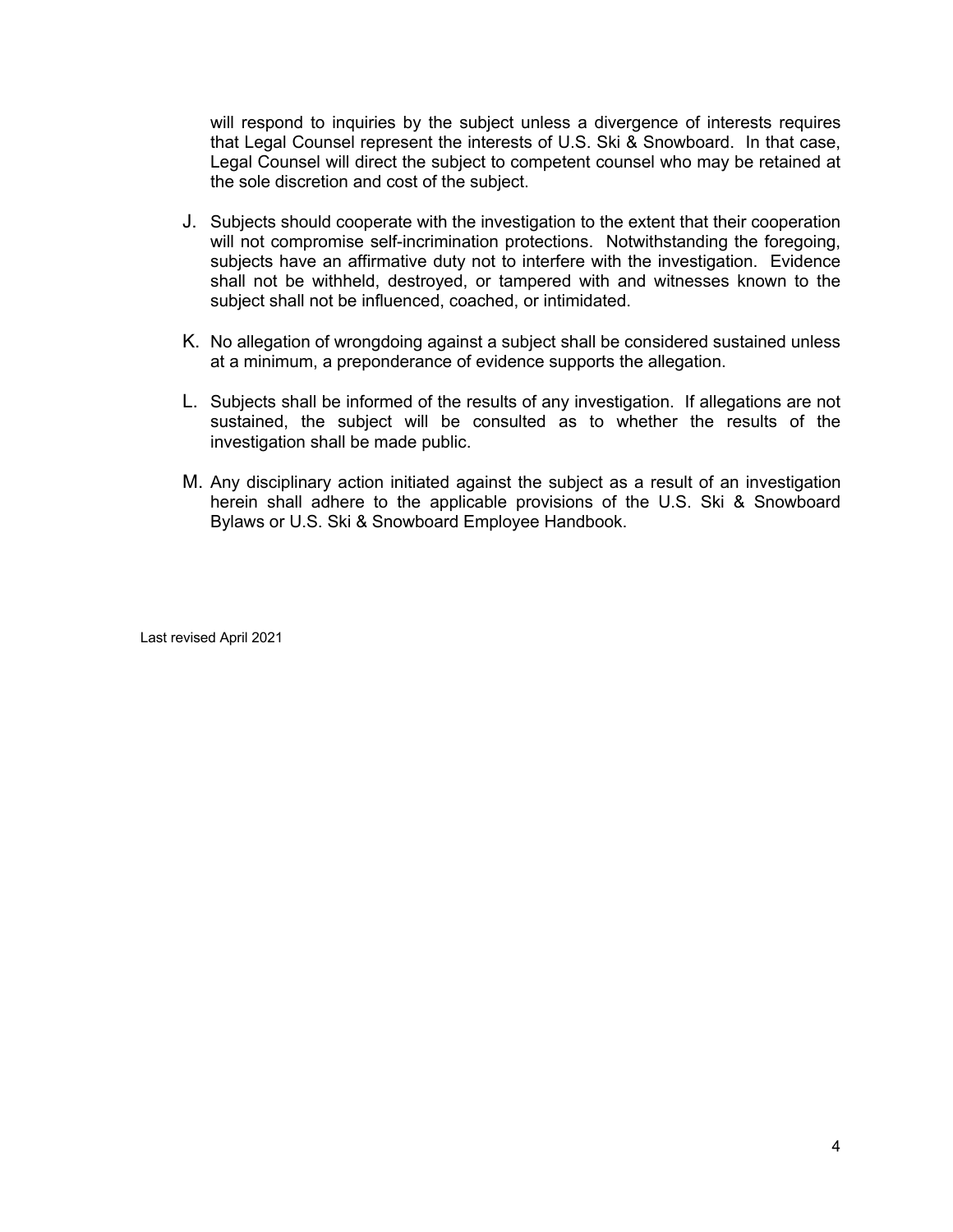will respond to inquiries by the subject unless a divergence of interests requires that Legal Counsel represent the interests of U.S. Ski & Snowboard. In that case, Legal Counsel will direct the subject to competent counsel who may be retained at the sole discretion and cost of the subject.

J. Subjects should cooperate with the investigation to the extent that their cooperation will not compromise self-incrimination protections. Notwithstanding the foregoing, subjects have an affirmative duty not to interfere with the investigation. Evidence shall not be withheld, destroyed, or tampered with and witnesses known to the subject shall not be influenced, coached, or intimidated.

K. No allegation of wrongdoing against a subject shall be considered sustained unless at a minimum, a preponderance of evidence supports the allegation.

L. Subjects shall be informed of the results of any investigation. If allegations are not sustained, the subject will be consulted as to whether the results of the investigation shall be made public.

M. Any disciplinary action initiated against the subject as a result of an investigation herein shall adhere to the applicable provisions of the U.S. Ski & Snowboard Bylaws or U.S. Ski & Snowboard Employee Handbook.

Last revised April 2021